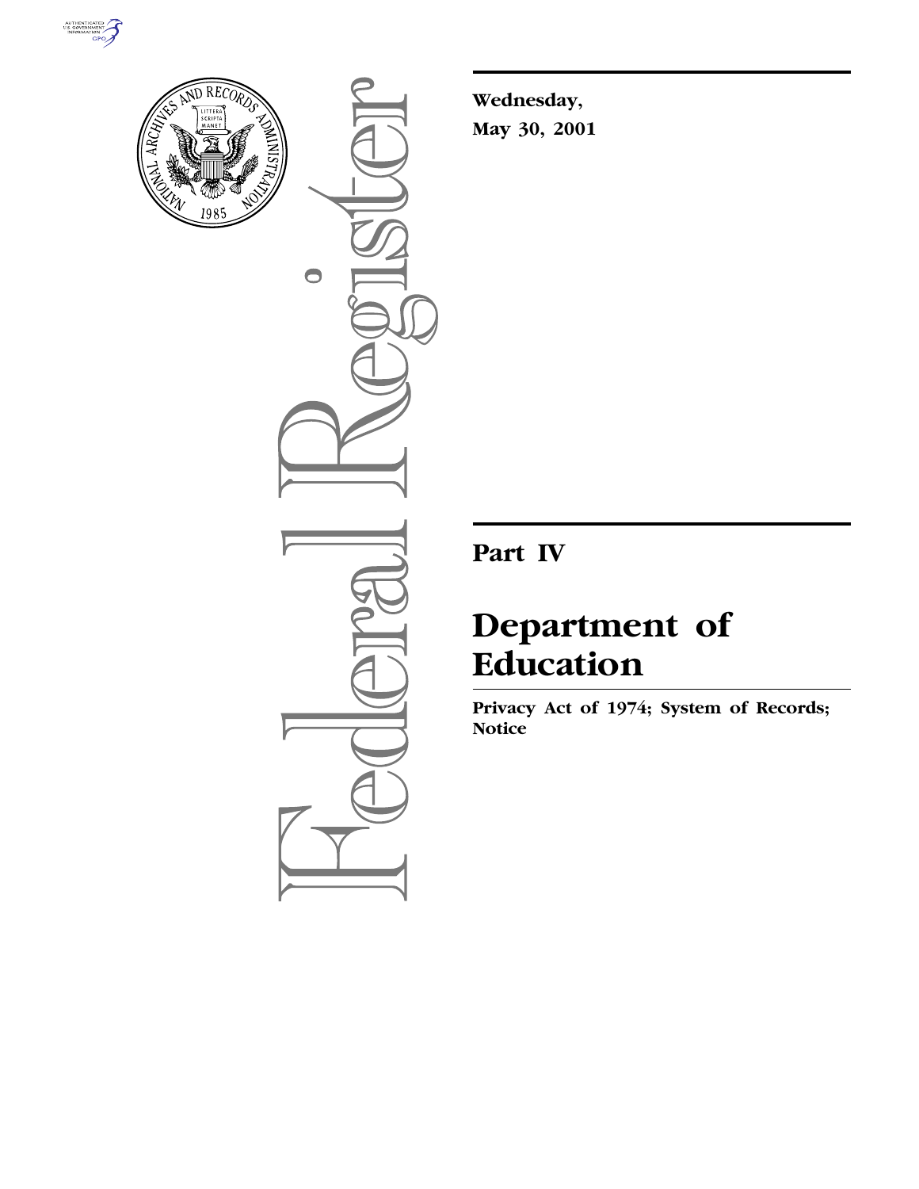Wednesday,

May 30, 2001

# Part IV

# Department of Education

**Privacy Act of 1974; System of Records; Notice**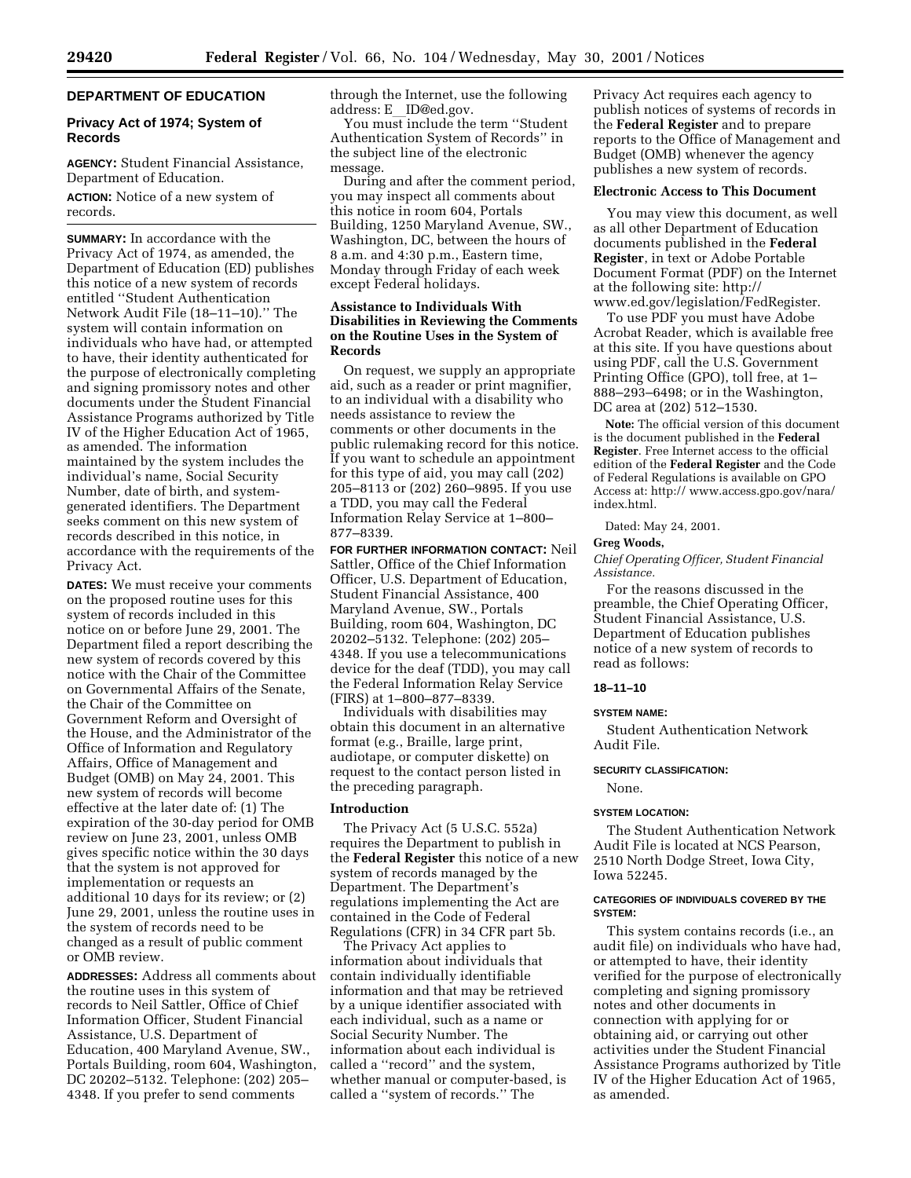## DEPARTMENT OF EDUCATION

### Privacy Act of 1974; System of Records

**AGENCY:** Student Financial Assistance, Department of Education.

**ACTION:** Notice of a new system of records.

**SUMMARY:** In accordance with the Privacy Act of 1974, as amended, the Department of Education (ED) publishes this notice of a new system of records entitled ''Student Authentication Network Audit File (18–11–10).'' The system will contain information on individuals who have had, or attempted to have, their identity authenticated for the purpose of electronically completing and signing promissory notes and other documents under the Student Financial Assistance Programs authorized by Title IV of the Higher Education Act of 1965, as amended. The information maintained by the system includes the individual's name, Social Security Number, date of birth, and system-generated identifiers. The Department seeks comment on this new system of records described in this notice, in accordance with the requirements of the Privacy Act.

**DATES:** We must receive your comments on the proposed routine uses for this system of records included in this notice on or before June 29, 2001. The Department filed a report describing the new system of records covered by this notice with the Chair of the Committee on Governmental Affairs of the Senate, the Chair of the Committee on Government Reform and Oversight of the House, and the Administrator of the Office of Information and Regulatory Affairs, Office of Management and Budget (OMB) on May 24, 2001. This new system of records will become effective at the later date of: (1) The expiration of the 30-day period for OMB review on June 23, 2001, unless OMB gives specific notice within the 30 days that the system is not approved for implementation or requests an additional 10 days for its review; or (2) June 29, 2001, unless the routine uses in the system of records need to be changed as a result of public comment or OMB review.

**ADDRESSES:** Address all comments about the routine uses in this system of records to Neil Sattler, Office of Chief Information Officer, Student Financial Assistance, U.S. Department of Education, 400 Maryland Avenue, SW., Portals Building, room 604, Washington, DC 20202–5132. Telephone: (202) 205–4348. If you prefer to send comments through the Internet, use the following address: E__ID@ed.gov.

You must include the term ''Student Authentication System of Records'' in the subject line of the electronic message.

During and after the comment period, you may inspect all comments about this notice in room 604, Portals Building, 1250 Maryland Avenue, SW., Washington, DC, between the hours of 8 a.m. and 4:30 p.m., Eastern time, Monday through Friday of each week except Federal holidays.

**Assistance to Individuals With Disabilities in Reviewing the Comments on the Routine Uses in the System of Records**

On request, we supply an appropriate aid, such as a reader or print magnifier, to an individual with a disability who needs assistance to review the comments or other documents in the public rulemaking record for this notice. If you want to schedule an appointment for this type of aid, you may call (202) 205–8113 or (202) 260–9895. If you use a TDD, you may call the Federal Information Relay Service at 1–800–877–8339.

**FOR FURTHER INFORMATION CONTACT:** Neil Sattler, Office of the Chief Information Officer, U.S. Department of Education, Student Financial Assistance, 400 Maryland Avenue, SW., Portals Building, room 604, Washington, DC 20202–5132. Telephone: (202) 205–4348. If you use a telecommunications device for the deaf (TDD), you may call the Federal Information Relay Service (FIRS) at 1–800–877–8339.

Individuals with disabilities may obtain this document in an alternative format (e.g., Braille, large print, audiotape, or computer diskette) on request to the contact person listed in the preceding paragraph.

**Introduction**

The Privacy Act (5 U.S.C. 552a) requires the Department to publish in the **Federal Register** this notice of a new system of records managed by the Department. The Department's regulations implementing the Act are contained in the Code of Federal Regulations (CFR) in 34 CFR part 5b.

The Privacy Act applies to information about individuals that contain individually identifiable information and that may be retrieved by a unique identifier associated with each individual, such as a name or Social Security Number. The information about each individual is called a ''record'' and the system, whether manual or computer-based, is called a ''system of records.'' The Privacy Act requires each agency to publish notices of systems of records in the **Federal Register** and to prepare reports to the Office of Management and Budget (OMB) whenever the agency publishes a new system of records.

**Electronic Access to This Document**

You may view this document, as well as all other Department of Education documents published in the **Federal Register**, in text or Adobe Portable Document Format (PDF) on the Internet at the following site: http://www.ed.gov/legislation/FedRegister.

To use PDF you must have Adobe Acrobat Reader, which is available free at this site. If you have questions about using PDF, call the U.S. Government Printing Office (GPO), toll free, at 1–888–293–6498; or in the Washington, DC area at (202) 512–1530.

**Note:** The official version of this document is the document published in the **Federal Register**. Free Internet access to the official edition of the **Federal Register** and the Code of Federal Regulations is available on GPO Access at: http:// www.access.gpo.gov/nara/index.html.

Dated: May 24, 2001.

**Greg Woods,**

*Chief Operating Officer, Student Financial Assistance.*

For the reasons discussed in the preamble, the Chief Operating Officer, Student Financial Assistance, U.S. Department of Education publishes notice of a new system of records to read as follows:

**18–11–10**

**SYSTEM NAME:**

Student Authentication Network Audit File.

**SECURITY CLASSIFICATION:**

None.

**SYSTEM LOCATION:**

The Student Authentication Network Audit File is located at NCS Pearson, 2510 North Dodge Street, Iowa City, Iowa 52245.

**CATEGORIES OF INDIVIDUALS COVERED BY THE SYSTEM:**

This system contains records (i.e., an audit file) on individuals who have had, or attempted to have, their identity verified for the purpose of electronically completing and signing promissory notes and other documents in connection with applying for or obtaining aid, or carrying out other activities under the Student Financial Assistance Programs authorized by Title IV of the Higher Education Act of 1965, as amended.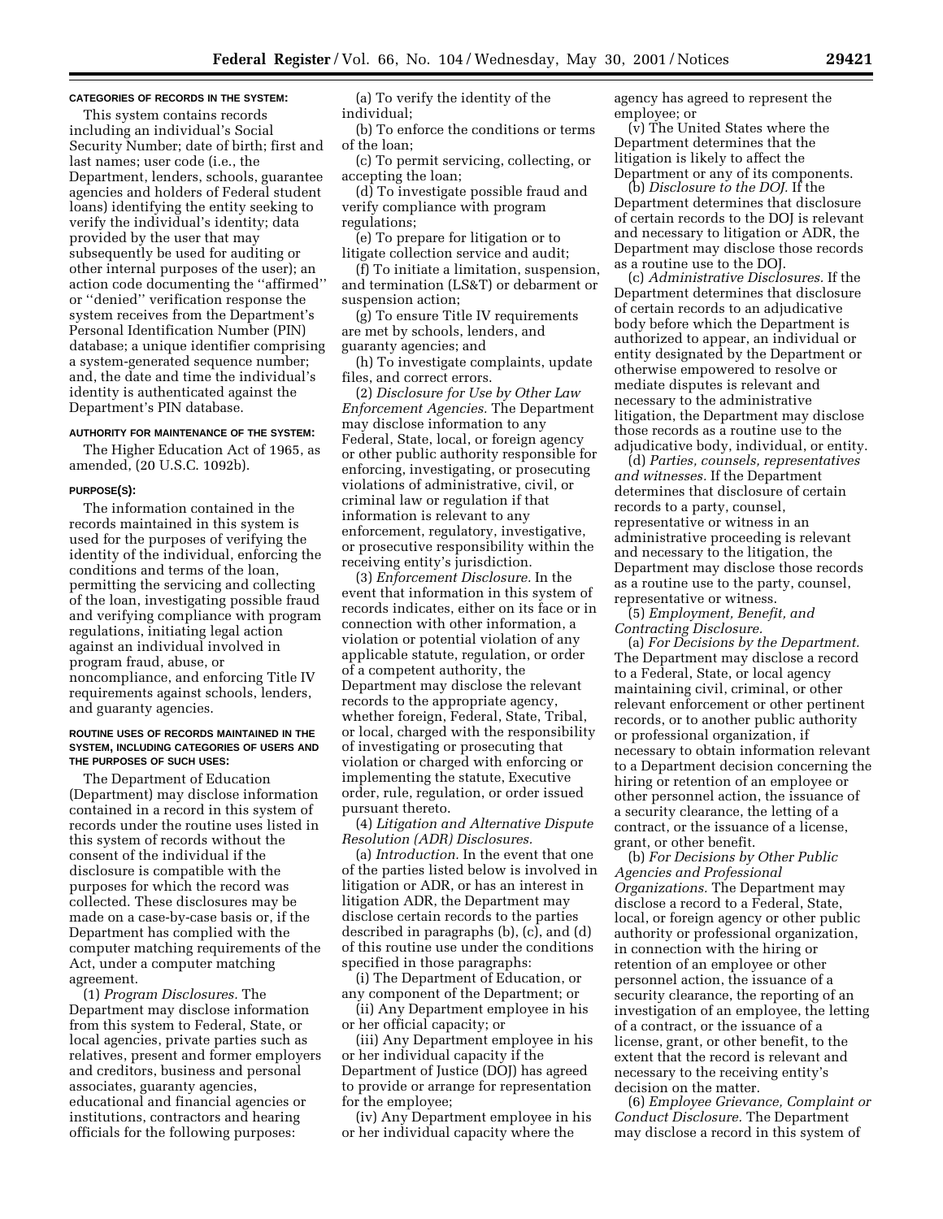#### CATEGORIES OF RECORDS IN THE SYSTEM:

This system contains records including an individual's Social Security Number; date of birth; first and last names; user code (i.e., the Department, lenders, schools, guarantee agencies and holders of Federal student loans) identifying the entity seeking to verify the individual's identity; data provided by the user that may subsequently be used for auditing or other internal purposes of the user); an action code documenting the ''affirmed'' or ''denied'' verification response the system receives from the Department's Personal Identification Number (PIN) database; a unique identifier comprising a system-generated sequence number; and, the date and time the individual's identity is authenticated against the Department's PIN database.

#### AUTHORITY FOR MAINTENANCE OF THE SYSTEM:

The Higher Education Act of 1965, as amended, (20 U.S.C. 1092b).

#### PURPOSE(S):

The information contained in the records maintained in this system is used for the purposes of verifying the identity of the individual, enforcing the conditions and terms of the loan, permitting the servicing and collecting of the loan, investigating possible fraud and verifying compliance with program regulations, initiating legal action against an individual involved in program fraud, abuse, or noncompliance, and enforcing Title IV requirements against schools, lenders, and guaranty agencies.

#### ROUTINE USES OF RECORDS MAINTAINED IN THE SYSTEM, INCLUDING CATEGORIES OF USERS AND THE PURPOSES OF SUCH USES:

The Department of Education (Department) may disclose information contained in a record in this system of records under the routine uses listed in this system of records without the consent of the individual if the disclosure is compatible with the purposes for which the record was collected. These disclosures may be made on a case-by-case basis or, if the Department has complied with the computer matching requirements of the Act, under a computer matching agreement.

(1) *Program Disclosures.* The Department may disclose information from this system to Federal, State, or local agencies, private parties such as relatives, present and former employers and creditors, business and personal associates, guaranty agencies, educational and financial agencies or institutions, contractors and hearing officials for the following purposes:

(a) To verify the identity of the individual;

(b) To enforce the conditions or terms of the loan;

(c) To permit servicing, collecting, or accepting the loan;

(d) To investigate possible fraud and verify compliance with program regulations;

(e) To prepare for litigation or to litigate collection service and audit;

(f) To initiate a limitation, suspension, and termination (LS&T) or debarment or suspension action;

(g) To ensure Title IV requirements are met by schools, lenders, and guaranty agencies; and

(h) To investigate complaints, update files, and correct errors.

(2) *Disclosure for Use by Other Law Enforcement Agencies.* The Department may disclose information to any Federal, State, local, or foreign agency or other public authority responsible for enforcing, investigating, or prosecuting violations of administrative, civil, or criminal law or regulation if that information is relevant to any enforcement, regulatory, investigative, or prosecutive responsibility within the receiving entity's jurisdiction.

(3) *Enforcement Disclosure.* In the event that information in this system of records indicates, either on its face or in connection with other information, a violation or potential violation of any applicable statute, regulation, or order of a competent authority, the Department may disclose the relevant records to the appropriate agency, whether foreign, Federal, State, Tribal, or local, charged with the responsibility of investigating or prosecuting that violation or charged with enforcing or implementing the statute, Executive order, rule, regulation, or order issued pursuant thereto.

(4) *Litigation and Alternative Dispute Resolution (ADR) Disclosures.*

(a) *Introduction.* In the event that one of the parties listed below is involved in litigation or ADR, or has an interest in litigation ADR, the Department may disclose certain records to the parties described in paragraphs (b), (c), and (d) of this routine use under the conditions specified in those paragraphs:

(i) The Department of Education, or any component of the Department; or

(ii) Any Department employee in his or her official capacity; or

(iii) Any Department employee in his or her individual capacity if the Department of Justice (DOJ) has agreed to provide or arrange for representation for the employee;

(iv) Any Department employee in his or her individual capacity where the agency has agreed to represent the employee; or

(v) The United States where the Department determines that the litigation is likely to affect the Department or any of its components.

(b) *Disclosure to the DOJ.* If the Department determines that disclosure of certain records to the DOJ is relevant and necessary to litigation or ADR, the Department may disclose those records as a routine use to the DOJ.

(c) *Administrative Disclosures.* If the Department determines that disclosure of certain records to an adjudicative body before which the Department is authorized to appear, an individual or entity designated by the Department or otherwise empowered to resolve or mediate disputes is relevant and necessary to the administrative litigation, the Department may disclose those records as a routine use to the adjudicative body, individual, or entity.

(d) *Parties, counsels, representatives and witnesses.* If the Department determines that disclosure of certain records to a party, counsel, representative or witness in an administrative proceeding is relevant and necessary to the litigation, the Department may disclose those records as a routine use to the party, counsel, representative or witness.

(5) *Employment, Benefit, and Contracting Disclosure.*

(a) *For Decisions by the Department.* The Department may disclose a record to a Federal, State, or local agency maintaining civil, criminal, or other relevant enforcement or other pertinent records, or to another public authority or professional organization, if necessary to obtain information relevant to a Department decision concerning the hiring or retention of an employee or other personnel action, the issuance of a security clearance, the letting of a contract, or the issuance of a license, grant, or other benefit.

(b) *For Decisions by Other Public Agencies and Professional Organizations.* The Department may disclose a record to a Federal, State, local, or foreign agency or other public authority or professional organization, in connection with the hiring or retention of an employee or other personnel action, the issuance of a security clearance, the reporting of an investigation of an employee, the letting of a contract, or the issuance of a license, grant, or other benefit, to the extent that the record is relevant and necessary to the receiving entity's decision on the matter.

(6) *Employee Grievance, Complaint or Conduct Disclosure.* The Department may disclose a record in this system of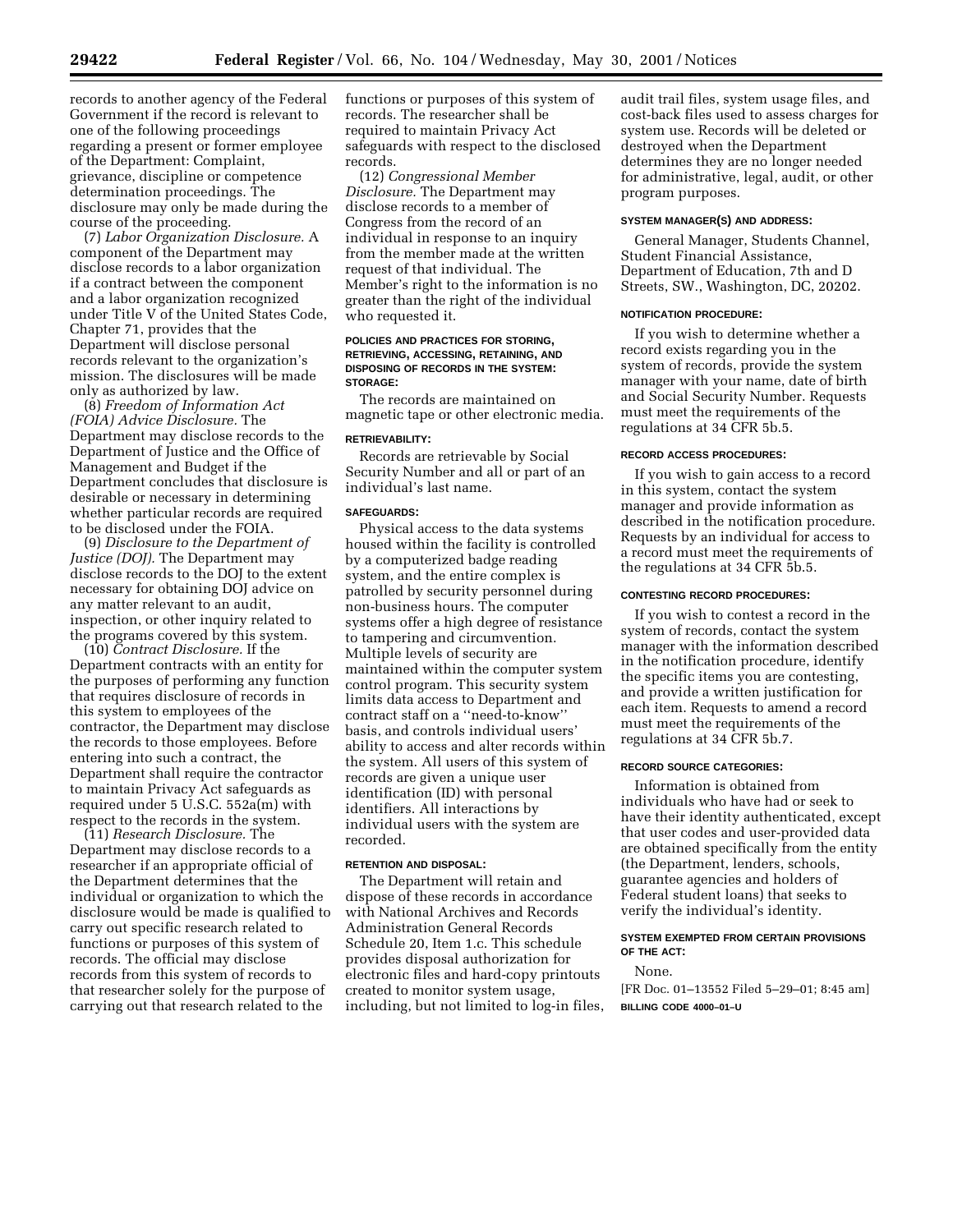records to another agency of the Federal Government if the record is relevant to one of the following proceedings regarding a present or former employee of the Department: Complaint, grievance, discipline or competence determination proceedings. The disclosure may only be made during the course of the proceeding.

(7) *Labor Organization Disclosure.* A component of the Department may disclose records to a labor organization if a contract between the component and a labor organization recognized under Title V of the United States Code, Chapter 71, provides that the Department will disclose personal records relevant to the organization's mission. The disclosures will be made only as authorized by law.

(8) *Freedom of Information Act (FOIA) Advice Disclosure.* The Department may disclose records to the Department of Justice and the Office of Management and Budget if the Department concludes that disclosure is desirable or necessary in determining whether particular records are required to be disclosed under the FOIA.

(9) *Disclosure to the Department of Justice (DOJ).* The Department may disclose records to the DOJ to the extent necessary for obtaining DOJ advice on any matter relevant to an audit, inspection, or other inquiry related to the programs covered by this system.

(10) *Contract Disclosure.* If the Department contracts with an entity for the purposes of performing any function that requires disclosure of records in this system to employees of the contractor, the Department may disclose the records to those employees. Before entering into such a contract, the Department shall require the contractor to maintain Privacy Act safeguards as required under 5 U.S.C. 552a(m) with respect to the records in the system.

(11) *Research Disclosure.* The Department may disclose records to a researcher if an appropriate official of the Department determines that the individual or organization to which the disclosure would be made is qualified to carry out specific research related to functions or purposes of this system of records. The official may disclose records from this system of records to that researcher solely for the purpose of carrying out that research related to the functions or purposes of this system of records. The researcher shall be required to maintain Privacy Act safeguards with respect to the disclosed records.

(12) *Congressional Member Disclosure.* The Department may disclose records to a member of Congress from the record of an individual in response to an inquiry from the member made at the written request of that individual. The Member's right to the information is no greater than the right of the individual who requested it.

#### POLICIES AND PRACTICES FOR STORING, RETRIEVING, ACCESSING, RETAINING, AND DISPOSING OF RECORDS IN THE SYSTEM:

#### STORAGE:

The records are maintained on magnetic tape or other electronic media.

#### RETRIEVABILITY:

Records are retrievable by Social Security Number and all or part of an individual's last name.

#### SAFEGUARDS:

Physical access to the data systems housed within the facility is controlled by a computerized badge reading system, and the entire complex is patrolled by security personnel during non-business hours. The computer systems offer a high degree of resistance to tampering and circumvention. Multiple levels of security are maintained within the computer system control program. This security system limits data access to Department and contract staff on a ''need-to-know'' basis, and controls individual users' ability to access and alter records within the system. All users of this system of records are given a unique user identification (ID) with personal identifiers. All interactions by individual users with the system are recorded.

#### RETENTION AND DISPOSAL:

The Department will retain and dispose of these records in accordance with National Archives and Records Administration General Records Schedule 20, Item 1.c. This schedule provides disposal authorization for electronic files and hard-copy printouts created to monitor system usage, including, but not limited to log-in files, audit trail files, system usage files, and cost-back files used to assess charges for system use. Records will be deleted or destroyed when the Department determines they are no longer needed for administrative, legal, audit, or other program purposes.

#### SYSTEM MANAGER(S) AND ADDRESS:

General Manager, Students Channel, Student Financial Assistance, Department of Education, 7th and D Streets, SW., Washington, DC, 20202.

#### NOTIFICATION PROCEDURE:

If you wish to determine whether a record exists regarding you in the system of records, provide the system manager with your name, date of birth and Social Security Number. Requests must meet the requirements of the regulations at 34 CFR 5b.5.

#### RECORD ACCESS PROCEDURES:

If you wish to gain access to a record in this system, contact the system manager and provide information as described in the notification procedure. Requests by an individual for access to a record must meet the requirements of the regulations at 34 CFR 5b.5.

#### CONTESTING RECORD PROCEDURES:

If you wish to contest a record in the system of records, contact the system manager with the information described in the notification procedure, identify the specific items you are contesting, and provide a written justification for each item. Requests to amend a record must meet the requirements of the regulations at 34 CFR 5b.7.

#### RECORD SOURCE CATEGORIES:

Information is obtained from individuals who have had or seek to have their identity authenticated, except that user codes and user-provided data are obtained specifically from the entity (the Department, lenders, schools, guarantee agencies and holders of Federal student loans) that seeks to verify the individual's identity.

#### SYSTEM EXEMPTED FROM CERTAIN PROVISIONS OF THE ACT:

None.

[FR Doc. 01–13552 Filed 5–29–01; 8:45 am]

**BILLING CODE 4000–01–U**